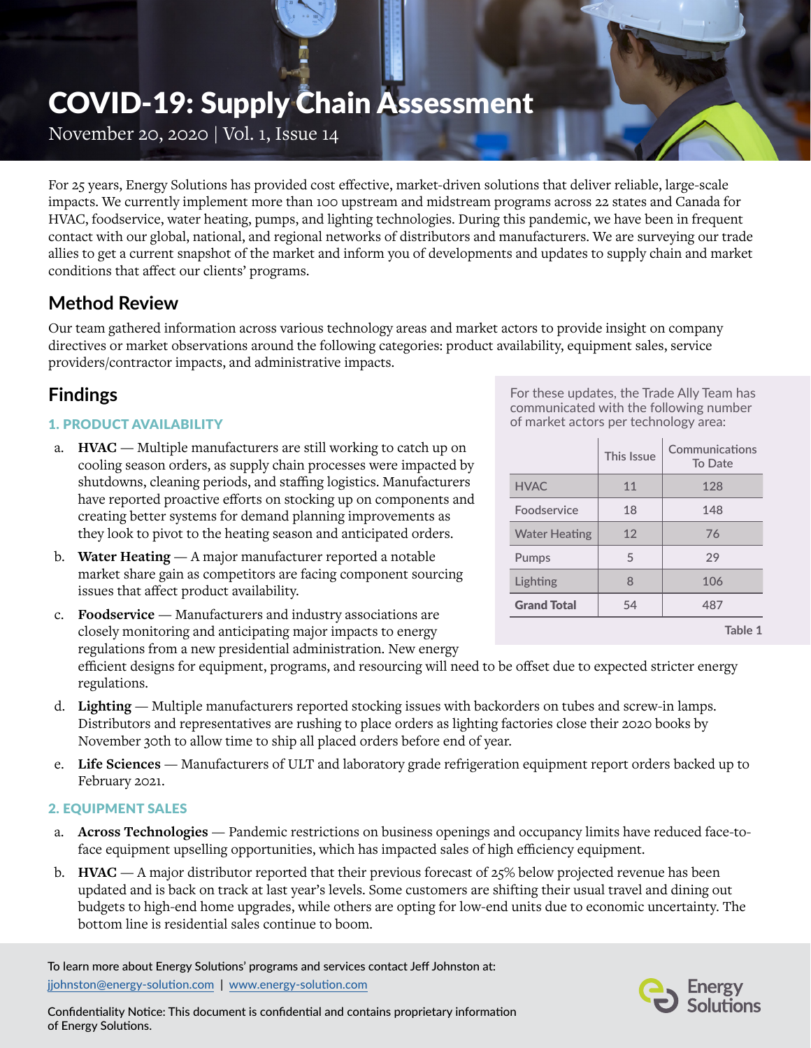# COVID-19: Supply Chain Assessment

November 20, 2020 | Vol. 1, Issue 14

For 25 years, Energy Solutions has provided cost effective, market-driven solutions that deliver reliable, large-scale impacts. We currently implement more than 100 upstream and midstream programs across 22 states and Canada for HVAC, foodservice, water heating, pumps, and lighting technologies. During this pandemic, we have been in frequent contact with our global, national, and regional networks of distributors and manufacturers. We are surveying our trade allies to get a current snapshot of the market and inform you of developments and updates to supply chain and market conditions that affect our clients' programs.

## Method Review

Our team gathered information across various technology areas and market actors to provide insight on company directives or market observations around the following categories: product availability, equipment sales, service providers/contractor impacts, and administrative impacts.

## Findings

For these updates, the Trade Ally Team has communicated with the following number of market actors per technology area:

| | This Issue | Communications To Date |
|---|---|---|
| HVAC | 11 | 128 |
| Foodservice | 18 | 148 |
| Water Heating | 12 | 76 |
| Pumps | 5 | 29 |
| Lighting | 8 | 106 |
| **Grand Total** | 54 | 487 |

Table 1

### 1. PRODUCT AVAILABILITY

a. **HVAC** — Multiple manufacturers are still working to catch up on cooling season orders, as supply chain processes were impacted by shutdowns, cleaning periods, and staffing logistics. Manufacturers have reported proactive efforts on stocking up on components and creating better systems for demand planning improvements as they look to pivot to the heating season and anticipated orders.

b. **Water Heating** — A major manufacturer reported a notable market share gain as competitors are facing component sourcing issues that affect product availability.

c. **Foodservice** — Manufacturers and industry associations are closely monitoring and anticipating major impacts to energy regulations from a new presidential administration. New energy efficient designs for equipment, programs, and resourcing will need to be offset due to expected stricter energy regulations.

d. **Lighting** — Multiple manufacturers reported stocking issues with backorders on tubes and screw-in lamps. Distributors and representatives are rushing to place orders as lighting factories close their 2020 books by November 30th to allow time to ship all placed orders before end of year.

e. **Life Sciences** — Manufacturers of ULT and laboratory grade refrigeration equipment report orders backed up to February 2021.

### 2. EQUIPMENT SALES

a. **Across Technologies** — Pandemic restrictions on business openings and occupancy limits have reduced face-to-face equipment upselling opportunities, which has impacted sales of high efficiency equipment.

b. **HVAC** — A major distributor reported that their previous forecast of 25% below projected revenue has been updated and is back on track at last year's levels. Some customers are shifting their usual travel and dining out budgets to high-end home upgrades, while others are opting for low-end units due to economic uncertainty. The bottom line is residential sales continue to boom.

To learn more about Energy Solutions' programs and services contact Jeff Johnston at: jjohnston@energy-solution.com | www.energy-solution.com

Confidentiality Notice: This document is confidential and contains proprietary information of Energy Solutions.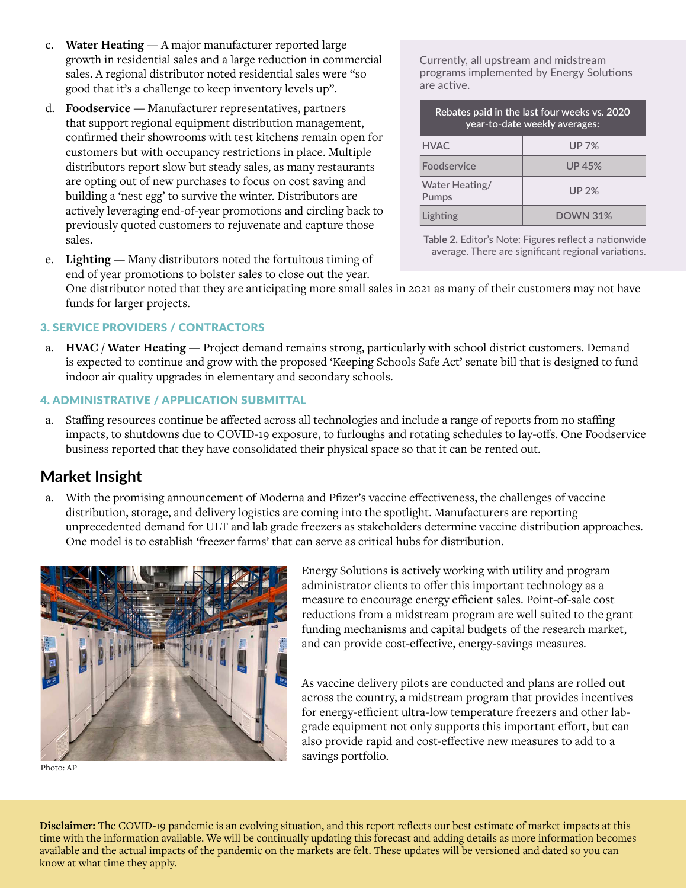c. **Water Heating** — A major manufacturer reported large growth in residential sales and a large reduction in commercial sales. A regional distributor noted residential sales were "so good that it's a challenge to keep inventory levels up".

d. **Foodservice** — Manufacturer representatives, partners that support regional equipment distribution management, confirmed their showrooms with test kitchens remain open for customers but with occupancy restrictions in place. Multiple distributors report slow but steady sales, as many restaurants are opting out of new purchases to focus on cost saving and building a 'nest egg' to survive the winter. Distributors are actively leveraging end-of-year promotions and circling back to previously quoted customers to rejuvenate and capture those sales.

e. **Lighting** — Many distributors noted the fortuitous timing of end of year promotions to bolster sales to close out the year. One distributor noted that they are anticipating more small sales in 2021 as many of their customers may not have funds for larger projects.

Currently, all upstream and midstream programs implemented by Energy Solutions are active.

| Rebates paid in the last four weeks vs. 2020 year-to-date weekly averages: | |
|---|---|
| HVAC | UP 7% |
| Foodservice | UP 45% |
| Water Heating/ Pumps | UP 2% |
| Lighting | DOWN 31% |

**Table 2.** Editor's Note: Figures reflect a nationwide average. There are significant regional variations.

### 3. SERVICE PROVIDERS / CONTRACTORS

a. **HVAC / Water Heating** — Project demand remains strong, particularly with school district customers. Demand is expected to continue and grow with the proposed 'Keeping Schools Safe Act' senate bill that is designed to fund indoor air quality upgrades in elementary and secondary schools.

### 4. ADMINISTRATIVE / APPLICATION SUBMITTAL

a. Staffing resources continue be affected across all technologies and include a range of reports from no staffing impacts, to shutdowns due to COVID-19 exposure, to furloughs and rotating schedules to lay-offs. One Foodservice business reported that they have consolidated their physical space so that it can be rented out.

## Market Insight

a. With the promising announcement of Moderna and Pfizer's vaccine effectiveness, the challenges of vaccine distribution, storage, and delivery logistics are coming into the spotlight. Manufacturers are reporting unprecedented demand for ULT and lab grade freezers as stakeholders determine vaccine distribution approaches. One model is to establish 'freezer farms' that can serve as critical hubs for distribution.

Photo: AP

Energy Solutions is actively working with utility and program administrator clients to offer this important technology as a measure to encourage energy efficient sales. Point-of-sale cost reductions from a midstream program are well suited to the grant funding mechanisms and capital budgets of the research market, and can provide cost-effective, energy-savings measures.

As vaccine delivery pilots are conducted and plans are rolled out across the country, a midstream program that provides incentives for energy-efficient ultra-low temperature freezers and other lab-grade equipment not only supports this important effort, but can also provide rapid and cost-effective new measures to add to a savings portfolio.

**Disclaimer:** The COVID-19 pandemic is an evolving situation, and this report reflects our best estimate of market impacts at this time with the information available. We will be continually updating this forecast and adding details as more information becomes available and the actual impacts of the pandemic on the markets are felt. These updates will be versioned and dated so you can know at what time they apply.